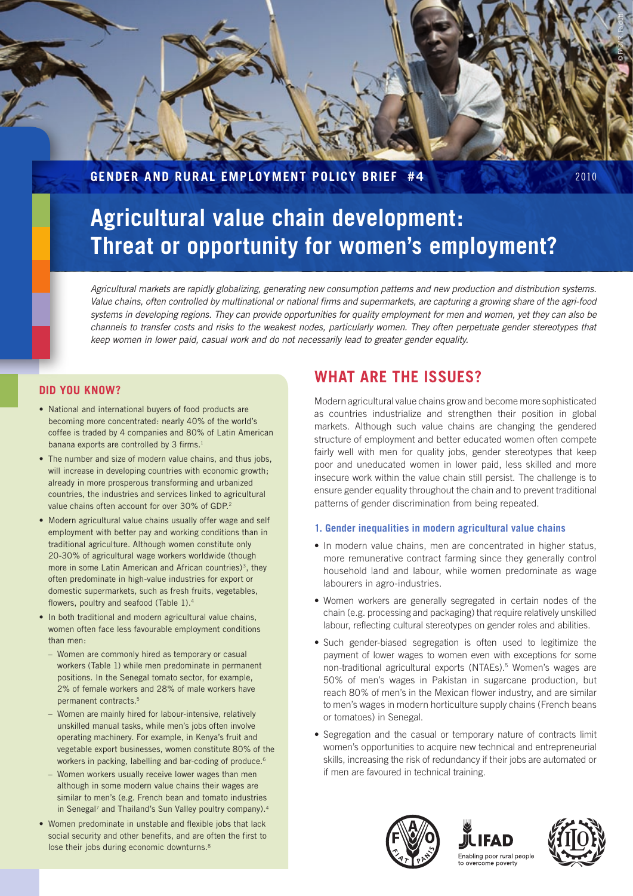GENDER AND RURAL EMPLOYMENT POLICY BRIEF #4

2010

# Agricultural value chain development: Threat or opportunity for women's employment?

*Agricultural markets are rapidly globalizing, generating new consumption patterns and new production and distribution systems. Value chains, often controlled by multinational or national firms and supermarkets, are capturing a growing share of the agri-food systems in developing regions. They can provide opportunities for quality employment for men and women, yet they can also be channels to transfer costs and risks to the weakest nodes, particularly women. They often perpetuate gender stereotypes that keep women in lower paid, casual work and do not necessarily lead to greater gender equality.*

### DID YOU KNOW?

- National and international buyers of food products are becoming more concentrated: nearly 40% of the world's coffee is traded by 4 companies and 80% of Latin American banana exports are controlled by 3 firms.[1]
- The number and size of modern value chains, and thus jobs, will increase in developing countries with economic growth; already in more prosperous transforming and urbanized countries, the industries and services linked to agricultural value chains often account for over 30% of GDP.[2]
- Modern agricultural value chains usually offer wage and self employment with better pay and working conditions than in traditional agriculture. Although women constitute only 20-30% of agricultural wage workers worldwide (though more in some Latin American and African countries)[3], they often predominate in high-value industries for export or domestic supermarkets, such as fresh fruits, vegetables, flowers, poultry and seafood (Table 1).[4]
- In both traditional and modern agricultural value chains, women often face less favourable employment conditions than men:
  - Women are commonly hired as temporary or casual workers (Table 1) while men predominate in permanent positions. In the Senegal tomato sector, for example, 2% of female workers and 28% of male workers have permanent contracts.[5]
  - Women are mainly hired for labour-intensive, relatively unskilled manual tasks, while men's jobs often involve operating machinery. For example, in Kenya's fruit and vegetable export businesses, women constitute 80% of the workers in packing, labelling and bar-coding of produce.[6]
  - Women workers usually receive lower wages than men although in some modern value chains their wages are similar to men's (e.g. French bean and tomato industries in Senegal[7] and Thailand's Sun Valley poultry company).[4]
- Women predominate in unstable and flexible jobs that lack social security and other benefits, and are often the first to lose their jobs during economic downturns.[8]

## WHAT ARE THE ISSUES?

Modern agricultural value chains grow and become more sophisticated as countries industrialize and strengthen their position in global markets. Although such value chains are changing the gendered structure of employment and better educated women often compete fairly well with men for quality jobs, gender stereotypes that keep poor and uneducated women in lower paid, less skilled and more insecure work within the value chain still persist. The challenge is to ensure gender equality throughout the chain and to prevent traditional patterns of gender discrimination from being repeated.

### 1. Gender inequalities in modern agricultural value chains

- In modern value chains, men are concentrated in higher status, more remunerative contract farming since they generally control household land and labour, while women predominate as wage labourers in agro-industries.
- Women workers are generally segregated in certain nodes of the chain (e.g. processing and packaging) that require relatively unskilled labour, reflecting cultural stereotypes on gender roles and abilities.
- Such gender-biased segregation is often used to legitimize the payment of lower wages to women even with exceptions for some non-traditional agricultural exports (NTAEs).[5] Women's wages are 50% of men's wages in Pakistan in sugarcane production, but reach 80% of men's in the Mexican flower industry, and are similar to men's wages in modern horticulture supply chains (French beans or tomatoes) in Senegal.
- Segregation and the casual or temporary nature of contracts limit women's opportunities to acquire new technical and entrepreneurial skills, increasing the risk of redundancy if their jobs are automated or if men are favoured in technical training.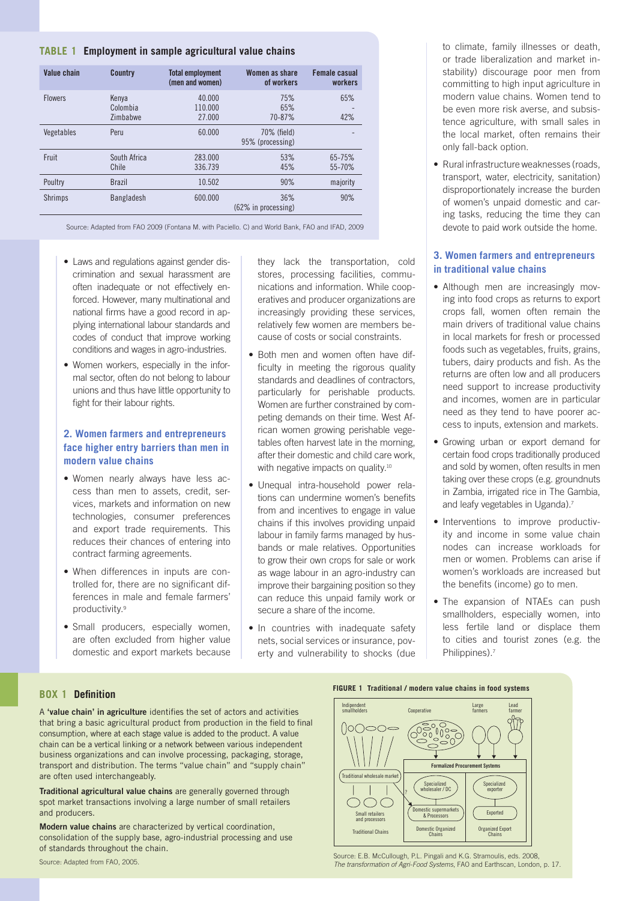**TABLE 1 Employment in sample agricultural value chains**

| Value chain | Country | Total employment (men and women) | Women as share of workers | Female casual workers |
|---|---|---|---|---|
| Flowers | Kenya<br>Colombia<br>Zimbabwe | 40.000<br>110.000<br>27.000 | 75%<br>65%<br>70-87% | 65%<br>-<br>42% |
| Vegetables | Peru | 60.000 | 70% (field)<br>95% (processing) | - |
| Fruit | South Africa<br>Chile | 283.000<br>336.739 | 53%<br>45% | 65-75%<br>55-70% |
| Poultry | Brazil | 10.502 | 90% | majority |
| Shrimps | Bangladesh | 600.000 | 36%<br>(62% in processing) | 90% |

Source: Adapted from FAO 2009 (Fontana M. with Paciello. C) and World Bank, FAO and IFAD, 2009

- Laws and regulations against gender discrimination and sexual harassment are often inadequate or not effectively enforced. However, many multinational and national firms have a good record in applying international labour standards and codes of conduct that improve working conditions and wages in agro-industries.
- Women workers, especially in the informal sector, often do not belong to labour unions and thus have little opportunity to fight for their labour rights.

### 2. Women farmers and entrepreneurs face higher entry barriers than men in modern value chains

- Women nearly always have less access than men to assets, credit, services, markets and information on new technologies, consumer preferences and export trade requirements. This reduces their chances of entering into contract farming agreements.
- When differences in inputs are controlled for, there are no significant differences in male and female farmers' productivity.[9]
- Small producers, especially women, are often excluded from higher value domestic and export markets because they lack the transportation, cold stores, processing facilities, communications and information. While cooperatives and producer organizations are increasingly providing these services, relatively few women are members because of costs or social constraints.
- Both men and women often have difficulty in meeting the rigorous quality standards and deadlines of contractors, particularly for perishable products. Women are further constrained by competing demands on their time. West African women growing perishable vegetables often harvest late in the morning, after their domestic and child care work, with negative impacts on quality.[10]
- Unequal intra-household power relations can undermine women's benefits from and incentives to engage in value chains if this involves providing unpaid labour in family farms managed by husbands or male relatives. Opportunities to grow their own crops for sale or work as wage labour in an agro-industry can improve their bargaining position so they can reduce this unpaid family work or secure a share of the income.
- In countries with inadequate safety nets, social services or insurance, poverty and vulnerability to shocks (due to climate, family illnesses or death, or trade liberalization and market instability) discourage poor men from committing to high input agriculture in modern value chains. Women tend to be even more risk averse, and subsistence agriculture, with small sales in the local market, often remains their only fall-back option.
- Rural infrastructure weaknesses (roads, transport, water, electricity, sanitation) disproportionately increase the burden of women's unpaid domestic and caring tasks, reducing the time they can devote to paid work outside the home.

### 3. Women farmers and entrepreneurs in traditional value chains

- Although men are increasingly moving into food crops as returns to export crops fall, women often remain the main drivers of traditional value chains in local markets for fresh or processed foods such as vegetables, fruits, grains, tubers, dairy products and fish. As the returns are often low and all producers need support to increase productivity and incomes, women are in particular need as they tend to have poorer access to inputs, extension and markets.
- Growing urban or export demand for certain food crops traditionally produced and sold by women, often results in men taking over these crops (e.g. groundnuts in Zambia, irrigated rice in The Gambia, and leafy vegetables in Uganda).[7]
- Interventions to improve productivity and income in some value chain nodes can increase workloads for men or women. Problems can arise if women's workloads are increased but the benefits (income) go to men.
- The expansion of NTAEs can push smallholders, especially women, into less fertile land or displace them to cities and tourist zones (e.g. the Philippines).[7]

**BOX 1 Definition**

A **'value chain' in agriculture** identifies the set of actors and activities that bring a basic agricultural product from production in the field to final consumption, where at each stage value is added to the product. A value chain can be a vertical linking or a network between various independent business organizations and can involve processing, packaging, storage, transport and distribution. The terms "value chain" and "supply chain" are often used interchangeably.

**Traditional agricultural value chains** are generally governed through spot market transactions involving a large number of small retailers and producers.

**Modern value chains** are characterized by vertical coordination, consolidation of the supply base, agro-industrial processing and use of standards throughout the chain.

Source: Adapted from FAO, 2005.

**FIGURE 1 Traditional / modern value chains in food systems**

Independent smallholders | Cooperative | Large farmers | Lead farmer

Traditional wholesale market | Formalized Procurement Systems | Specialized wholesaler / DC | Specialized exporter

Small retailers and processors | Domestic supermarkets & Processors | Exported

Traditional Chains | Domestic Organized Chains | Organized Export Chains

Source: E.B. McCullough, P.L. Pingali and K.G. Stamoulis, eds. 2008, *The transformation of Agri-Food Systems*, FAO and Earthscan, London, p. 17.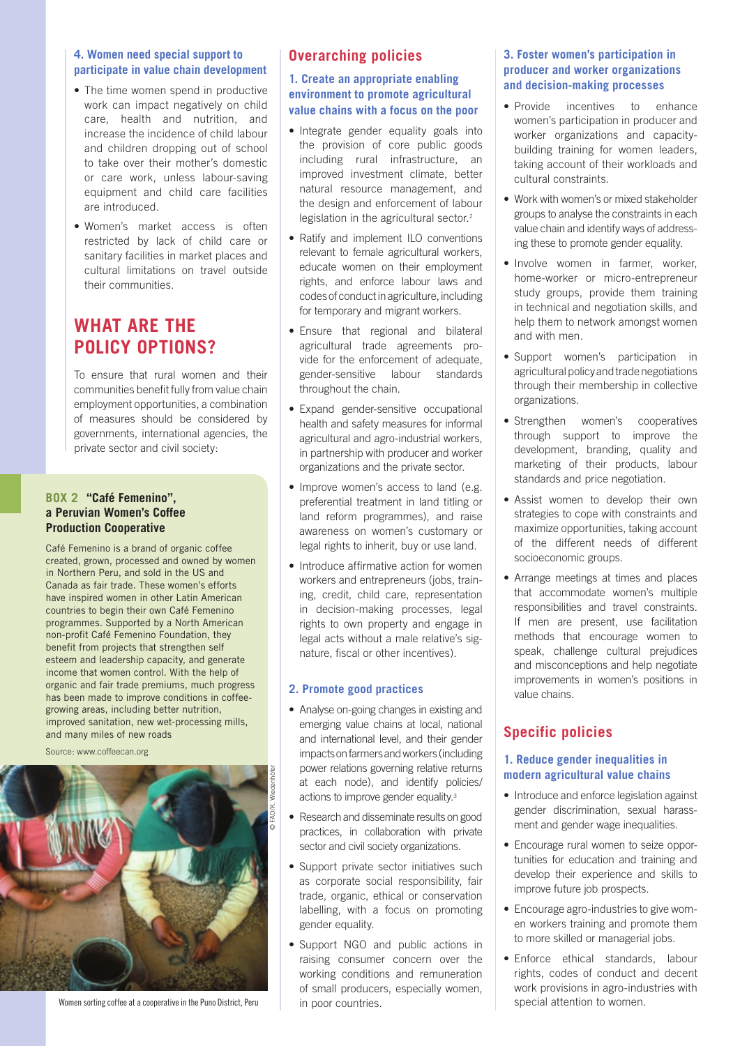### 4. Women need special support to participate in value chain development

- The time women spend in productive work can impact negatively on child care, health and nutrition, and increase the incidence of child labour and children dropping out of school to take over their mother's domestic or care work, unless labour-saving equipment and child care facilities are introduced.
- Women's market access is often restricted by lack of child care or sanitary facilities in market places and cultural limitations on travel outside their communities.

## WHAT ARE THE POLICY OPTIONS?

To ensure that rural women and their communities benefit fully from value chain employment opportunities, a combination of measures should be considered by governments, international agencies, the private sector and civil society:

**BOX 2 "Café Femenino", a Peruvian Women's Coffee Production Cooperative**

Café Femenino is a brand of organic coffee created, grown, processed and owned by women in Northern Peru, and sold in the US and Canada as fair trade. These women's efforts have inspired women in other Latin American countries to begin their own Café Femenino programmes. Supported by a North American non-profit Café Femenino Foundation, they benefit from projects that strengthen self esteem and leadership capacity, and generate income that women control. With the help of organic and fair trade premiums, much progress has been made to improve conditions in coffee-growing areas, including better nutrition, improved sanitation, new wet-processing mills, and many miles of new roads

Source: www.coffeecan.org

© FAO/K. Wiedenhöfer

Women sorting coffee at a cooperative in the Puno District, Peru

## Overarching policies

### 1. Create an appropriate enabling environment to promote agricultural value chains with a focus on the poor

- Integrate gender equality goals into the provision of core public goods including rural infrastructure, an improved investment climate, better natural resource management, and the design and enforcement of labour legislation in the agricultural sector.[2]
- Ratify and implement ILO conventions relevant to female agricultural workers, educate women on their employment rights, and enforce labour laws and codes of conduct in agriculture, including for temporary and migrant workers.
- Ensure that regional and bilateral agricultural trade agreements provide for the enforcement of adequate, gender-sensitive labour standards throughout the chain.
- Expand gender-sensitive occupational health and safety measures for informal agricultural and agro-industrial workers, in partnership with producer and worker organizations and the private sector.
- Improve women's access to land (e.g. preferential treatment in land titling or land reform programmes), and raise awareness on women's customary or legal rights to inherit, buy or use land.
- Introduce affirmative action for women workers and entrepreneurs (jobs, training, credit, child care, representation in decision-making processes, legal rights to own property and engage in legal acts without a male relative's signature, fiscal or other incentives).

### 2. Promote good practices

- Analyse on-going changes in existing and emerging value chains at local, national and international level, and their gender impacts on farmers and workers (including power relations governing relative returns at each node), and identify policies/actions to improve gender equality.[3]
- Research and disseminate results on good practices, in collaboration with private sector and civil society organizations.
- Support private sector initiatives such as corporate social responsibility, fair trade, organic, ethical or conservation labelling, with a focus on promoting gender equality.
- Support NGO and public actions in raising consumer concern over the working conditions and remuneration of small producers, especially women, in poor countries.

### 3. Foster women's participation in producer and worker organizations and decision-making processes

- Provide incentives to enhance women's participation in producer and worker organizations and capacity-building training for women leaders, taking account of their workloads and cultural constraints.
- Work with women's or mixed stakeholder groups to analyse the constraints in each value chain and identify ways of addressing these to promote gender equality.
- Involve women in farmer, worker, home-worker or micro-entrepreneur study groups, provide them training in technical and negotiation skills, and help them to network amongst women and with men.
- Support women's participation in agricultural policy and trade negotiations through their membership in collective organizations.
- Strengthen women's cooperatives through support to improve the development, branding, quality and marketing of their products, labour standards and price negotiation.
- Assist women to develop their own strategies to cope with constraints and maximize opportunities, taking account of the different needs of different socioeconomic groups.
- Arrange meetings at times and places that accommodate women's multiple responsibilities and travel constraints. If men are present, use facilitation methods that encourage women to speak, challenge cultural prejudices and misconceptions and help negotiate improvements in women's positions in value chains.

## Specific policies

### 1. Reduce gender inequalities in modern agricultural value chains

- Introduce and enforce legislation against gender discrimination, sexual harassment and gender wage inequalities.
- Encourage rural women to seize opportunities for education and training and develop their experience and skills to improve future job prospects.
- Encourage agro-industries to give women workers training and promote them to more skilled or managerial jobs.
- Enforce ethical standards, labour rights, codes of conduct and decent work provisions in agro-industries with special attention to women.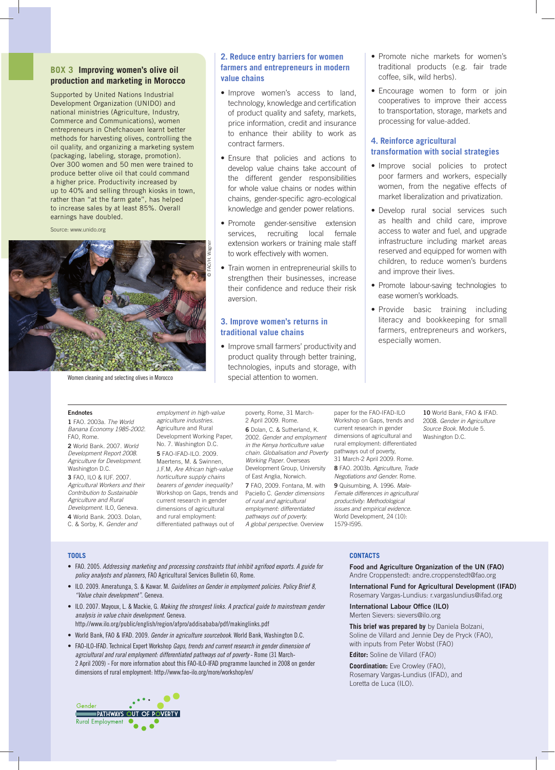### BOX 3 Improving women's olive oil production and marketing in Morocco

Supported by United Nations Industrial Development Organization (UNIDO) and national ministries (Agriculture, Industry, Commerce and Communications), women entrepreneurs in Chefchaouen learnt better methods for harvesting olives, controlling the oil quality, and organizing a marketing system (packaging, labeling, storage, promotion). Over 300 women and 50 men were trained to produce better olive oil that could command a higher price. Productivity increased by up to 40% and selling through kiosks in town, rather than "at the farm gate", has helped to increase sales by at least 85%. Overall earnings have doubled.

Source: www.unido.org

© FAO/H. Wagner

Women cleaning and selecting olives in Morocco

### 2. Reduce entry barriers for women farmers and entrepreneurs in modern value chains

- Improve women's access to land, technology, knowledge and certification of product quality and safety, markets, price information, credit and insurance to enhance their ability to work as contract farmers.
- Ensure that policies and actions to develop value chains take account of the different gender responsibilities for whole value chains or nodes within chains, gender-specific agro-ecological knowledge and gender power relations.
- Promote gender-sensitive extension services, recruiting local female extension workers or training male staff to work effectively with women.
- Train women in entrepreneurial skills to strengthen their businesses, increase their confidence and reduce their risk aversion.

### 3. Improve women's returns in traditional value chains

- Improve small farmers' productivity and product quality through better training, technologies, inputs and storage, with special attention to women.
- Promote niche markets for women's traditional products (e.g. fair trade coffee, silk, wild herbs).
- Encourage women to form or join cooperatives to improve their access to transportation, storage, markets and processing for value-added.

### 4. Reinforce agricultural transformation with social strategies

- Improve social policies to protect poor farmers and workers, especially women, from the negative effects of market liberalization and privatization.
- Develop rural social services such as health and child care, improve access to water and fuel, and upgrade infrastructure including market areas reserved and equipped for women with children, to reduce women's burdens and improve their lives.
- Promote labour-saving technologies to ease women's workloads.
- Provide basic training including literacy and bookkeeping for small farmers, entrepreneurs and workers, especially women.

#### Endnotes

**1** FAO. 2003a. *The World Banana Economy 1985-2002.* FAO, Rome.

**2** World Bank. 2007. *World Development Report 2008. Agriculture for Development.* Washington D.C.

**3** FAO, ILO & IUF. 2007. *Agricultural Workers and their Contribution to Sustainable Agriculture and Rural Development.* ILO, Geneva.

**4** World Bank. 2003. Dolan, C. & Sorby, K. *Gender and employment in high-value agriculture industries.* Agriculture and Rural Development Working Paper, No. 7. Washington D.C.

**5** FAO-IFAD-ILO. 2009. Maertens, M. & Swinnen, J.F.M, *Are African high-value horticulture supply chains bearers of gender inequality?* Workshop on Gaps, trends and current research in gender dimensions of agricultural and rural employment: differentiated pathways out of poverty, Rome, 31 March-2 April 2009. Rome.

**6** Dolan, C. & Sutherland, K. 2002. *Gender and employment in the Kenya horticulture value chain. Globalisation and Poverty Working Paper.* Overseas Development Group, University of East Anglia, Norwich.

**7** FAO, 2009. Fontana, M. with Paciello C. *Gender dimensions of rural and agricultural employment: differentiated pathways out of poverty. A global perspective.* Overview paper for the FAO-IFAD-ILO Workshop on Gaps, trends and current research in gender dimensions of agricultural and rural employment: differentiated pathways out of poverty, 31 March-2 April 2009. Rome.

**8** FAO. 2003b. *Agriculture, Trade Negotiations and Gender.* Rome.

**9** Quisumbing, A. 1996. *Male-Female differences in agricultural productivity: Methodological issues and empirical evidence.* World Development, 24 (10): 1579-1595.

**10** World Bank, FAO & IFAD. 2008. *Gender in Agriculture Source Book.* Module 5. Washington D.C.

#### TOOLS

- FAO. 2005. *Addressing marketing and processing constraints that inhibit agrifood exports. A guide for policy analysts and planners,* FAO Agricultural Services Bulletin 60, Rome.
- ILO. 2009. Ameratunga, S. & Kawar. M. *Guidelines on Gender in employment policies. Policy Brief 8, "Value chain development".* Geneva.
- ILO. 2007. Mayoux, L. & Mackie, G. *Making the strongest links. A practical guide to mainstream gender analysis in value chain development.* Geneva. http://www.ilo.org/public/english/region/afpro/addisababa/pdf/makinglinks.pdf
- World Bank, FAO & IFAD. 2009. *Gender in agriculture sourcebook.* World Bank, Washington D.C.
- FAO-ILO-IFAD. Technical Expert Workshop *Gaps, trends and current research in gender dimension of agricultural and rural employment: differentiated pathways out of poverty* - Rome (31 March-2 April 2009) - For more information about this FAO-ILO-IFAD programme launched in 2008 on gender dimensions of rural employment: http://www.fao-ilo.org/more/workshop/en/

#### CONTACTS

**Food and Agriculture Organization of the UN (FAO)**
Andre Croppenstedt: andre.croppenstedt@fao.org

**International Fund for Agricultural Development (IFAD)**
Rosemary Vargas-Lundius: r.vargaslundius@ifad.org

**International Labour Office (ILO)**
Merten Sievers: sievers@ilo.org

**This brief was prepared by** by Daniela Bolzani, Soline de Villard and Jennie Dey de Pryck (FAO), with inputs from Peter Wobst (FAO)

**Editor:** Soline de Villard (FAO)

**Coordination:** Eve Crowley (FAO), Rosemary Vargas-Lundius (IFAD), and Loretta de Luca (ILO).

Gender PATHWAYS OUT OF POVERTY Rural Employment